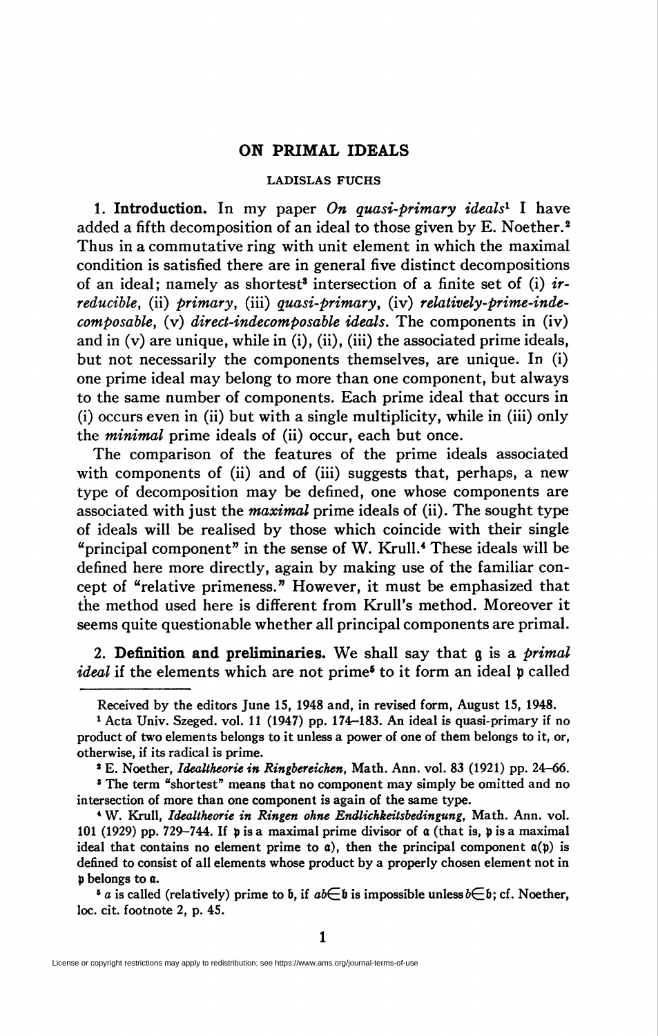# ON PRIMAL IDEALS

LADISLAS FUCHS

**1. Introduction.** In my paper *On quasi-primary ideals*[1] I have added a fifth decomposition of an ideal to those given by E. Noether.[2] Thus in a commutative ring with unit element in which the maximal condition is satisfied there are in general five distinct decompositions of an ideal; namely as shortest[3] intersection of a finite set of (i) *irreducible*, (ii) *primary*, (iii) *quasi-primary*, (iv) *relatively-prime-indecomposable*, (v) *direct-indecomposable ideals*. The components in (iv) and in (v) are unique, while in (i), (ii), (iii) the associated prime ideals, but not necessarily the components themselves, are unique. In (i) one prime ideal may belong to more than one component, but always to the same number of components. Each prime ideal that occurs in (i) occurs even in (ii) but with a single multiplicity, while in (iii) only the *minimal* prime ideals of (ii) occur, each but once.

The comparison of the features of the prime ideals associated with components of (ii) and of (iii) suggests that, perhaps, a new type of decomposition may be defined, one whose components are associated with just the *maximal* prime ideals of (ii). The sought type of ideals will be realised by those which coincide with their single "principal component" in the sense of W. Krull.[4] These ideals will be defined here more directly, again by making use of the familiar concept of "relative primeness." However, it must be emphasized that the method used here is different from Krull's method. Moreover it seems quite questionable whether all principal components are primal.

**2. Definition and preliminaries.** We shall say that $\mathfrak{q}$ is a *primal ideal* if the elements which are not prime[5] to it form an ideal $\mathfrak{p}$ called

---

Received by the editors June 15, 1948 and, in revised form, August 15, 1948.

[1] Acta Univ. Szeged. vol. 11 (1947) pp. 174–183. An ideal is quasi-primary if no product of two elements belongs to it unless a power of one of them belongs to it, or, otherwise, if its radical is prime.

[2] E. Noether, *Idealtheorie in Ringbereichen*, Math. Ann. vol. 83 (1921) pp. 24–66.

[3] The term "shortest" means that no component may simply be omitted and no intersection of more than one component is again of the same type.

[4] W. Krull, *Idealtheorie in Ringen ohne Endlichkeitsbedingung*, Math. Ann. vol. 101 (1929) pp. 729–744. If $\mathfrak{p}$ is a maximal prime divisor of $\mathfrak{a}$ (that is, $\mathfrak{p}$ is a maximal ideal that contains no element prime to $\mathfrak{a}$), then the principal component $\mathfrak{a}(\mathfrak{p})$ is defined to consist of all elements whose product by a properly chosen element not in $\mathfrak{p}$ belongs to $\mathfrak{a}$.

[5] $a$ is called (relatively) prime to $\mathfrak{b}$, if $ab \in \mathfrak{b}$ is impossible unless $b \in \mathfrak{b}$; cf. Noether, loc. cit. footnote 2, p. 45.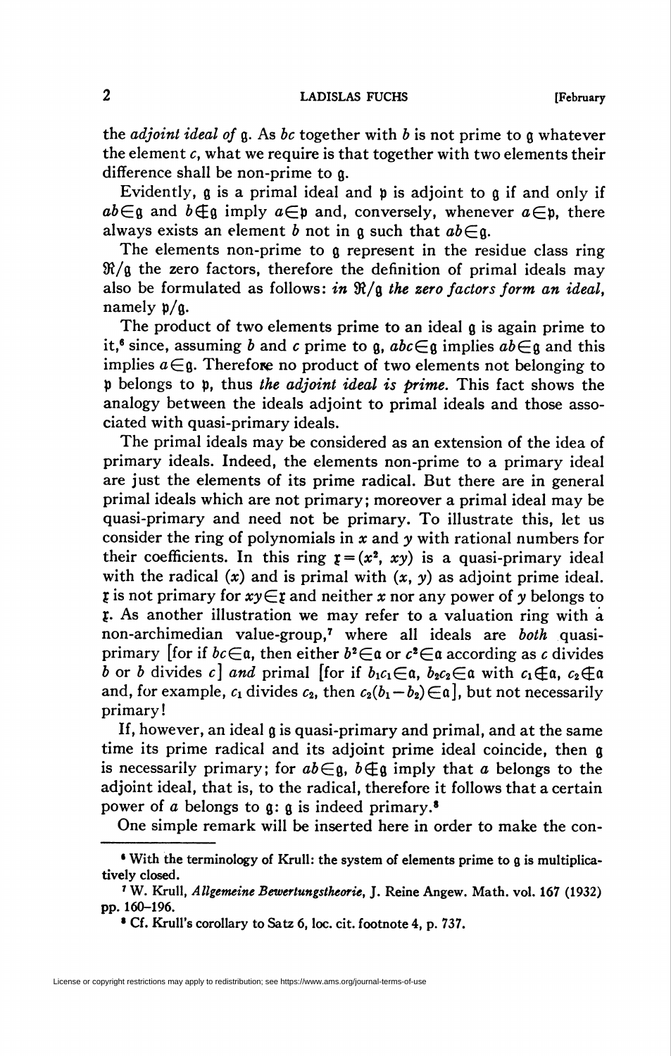the *adjoint ideal of* $\mathfrak{g}$. As $bc$ together with $b$ is not prime to $\mathfrak{g}$ whatever the element $c$, what we require is that together with two elements their difference shall be non-prime to $\mathfrak{g}$.

Evidently, $\mathfrak{g}$ is a primal ideal and $\mathfrak{p}$ is adjoint to $\mathfrak{g}$ if and only if $ab \in \mathfrak{g}$ and $b \notin \mathfrak{g}$ imply $a \in \mathfrak{p}$ and, conversely, whenever $a \in \mathfrak{p}$, there always exists an element $b$ not in $\mathfrak{g}$ such that $ab \in \mathfrak{g}$.

The elements non-prime to $\mathfrak{g}$ represent in the residue class ring $\mathfrak{R}/\mathfrak{g}$ the zero factors, therefore the definition of primal ideals may also be formulated as follows: *in* $\mathfrak{R}/\mathfrak{g}$ *the zero factors form an ideal*, namely $\mathfrak{p}/\mathfrak{g}$.

The product of two elements prime to an ideal $\mathfrak{g}$ is again prime to it,[6] since, assuming $b$ and $c$ prime to $\mathfrak{g}$, $abc \in \mathfrak{g}$ implies $ab \in \mathfrak{g}$ and this implies $a \in \mathfrak{g}$. Therefore no product of two elements not belonging to $\mathfrak{p}$ belongs to $\mathfrak{p}$, thus *the adjoint ideal is prime*. This fact shows the analogy between the ideals adjoint to primal ideals and those associated with quasi-primary ideals.

The primal ideals may be considered as an extension of the idea of primary ideals. Indeed, the elements non-prime to a primary ideal are just the elements of its prime radical. But there are in general primal ideals which are not primary; moreover a primal ideal may be quasi-primary and need not be primary. To illustrate this, let us consider the ring of polynomials in $x$ and $y$ with rational numbers for their coefficients. In this ring $\mathfrak{x} = (x^2, xy)$ is a quasi-primary ideal with the radical $(x)$ and is primal with $(x, y)$ as adjoint prime ideal. $\mathfrak{x}$ is not primary for $xy \in \mathfrak{x}$ and neither $x$ nor any power of $y$ belongs to $\mathfrak{x}$. As another illustration we may refer to a valuation ring with a non-archimedean value-group,[7] where all ideals are *both* quasi-primary [for if $bc \in \mathfrak{a}$, then either $b^2 \in \mathfrak{a}$ or $c^2 \in \mathfrak{a}$ according as $c$ divides $b$ or $b$ divides $c$] *and* primal [for if $b_1c_1 \in \mathfrak{a}$, $b_2c_2 \in \mathfrak{a}$ with $c_1 \notin \mathfrak{a}$, $c_2 \notin \mathfrak{a}$ and, for example, $c_1$ divides $c_2$, then $c_2(b_1 - b_2) \in \mathfrak{a}$], but not necessarily primary!

If, however, an ideal $\mathfrak{g}$ is quasi-primary and primal, and at the same time its prime radical and its adjoint prime ideal coincide, then $\mathfrak{g}$ is necessarily primary; for $ab \in \mathfrak{g}$, $b \notin \mathfrak{g}$ imply that $a$ belongs to the adjoint ideal, that is, to the radical, therefore it follows that a certain power of $a$ belongs to $\mathfrak{g}$: $\mathfrak{g}$ is indeed primary.[8]

One simple remark will be inserted here in order to make the con-

---

[6] With the terminology of Krull: the system of elements prime to $\mathfrak{g}$ is multiplicatively closed.

[7] W. Krull, *Allgemeine Bewertungstheorie*, J. Reine Angew. Math. vol. 167 (1932) pp. 160–196.

[8] Cf. Krull's corollary to Satz 6, loc. cit. footnote 4, p. 737.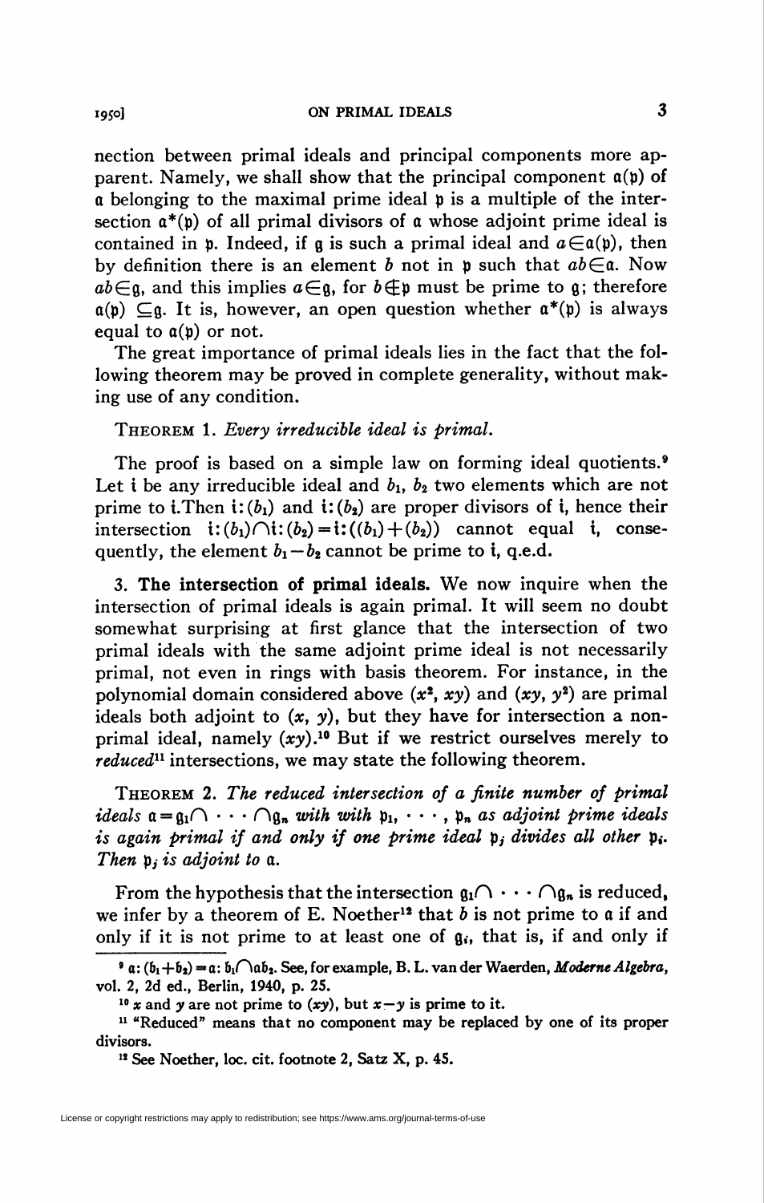nection between primal ideals and principal components more apparent. Namely, we shall show that the principal component $\mathfrak{a}(\mathfrak{p})$ of $\mathfrak{a}$ belonging to the maximal prime ideal $\mathfrak{p}$ is a multiple of the intersection $\mathfrak{a}^*(\mathfrak{p})$ of all primal divisors of $\mathfrak{a}$ whose adjoint prime ideal is contained in $\mathfrak{p}$. Indeed, if $\mathfrak{g}$ is such a primal ideal and $a \in \mathfrak{a}(\mathfrak{p})$, then by definition there is an element $b$ not in $\mathfrak{p}$ such that $ab \in \mathfrak{a}$. Now $ab \in \mathfrak{g}$, and this implies $a \in \mathfrak{g}$, for $b \notin \mathfrak{p}$ must be prime to $\mathfrak{g}$; therefore $\mathfrak{a}(\mathfrak{p}) \subseteq \mathfrak{g}$. It is, however, an open question whether $\mathfrak{a}^*(\mathfrak{p})$ is always equal to $\mathfrak{a}(\mathfrak{p})$ or not.

The great importance of primal ideals lies in the fact that the following theorem may be proved in complete generality, without making use of any condition.

THEOREM 1. *Every irreducible ideal is primal.*

The proof is based on a simple law on forming ideal quotients.[9] Let $\mathfrak{i}$ be any irreducible ideal and $b_1$, $b_2$ two elements which are not prime to $\mathfrak{i}$. Then $\mathfrak{i}:(b_1)$ and $\mathfrak{i}:(b_2)$ are proper divisors of $\mathfrak{i}$, hence their intersection $\mathfrak{i}:(b_1) \cap \mathfrak{i}:(b_2) = \mathfrak{i}:((b_1)+(b_2))$ cannot equal $\mathfrak{i}$, consequently, the element $b_1 - b_2$ cannot be prime to $\mathfrak{i}$, q.e.d.

## 3. The intersection of primal ideals.

We now inquire when the intersection of primal ideals is again primal. It will seem no doubt somewhat surprising at first glance that the intersection of two primal ideals with the same adjoint prime ideal is not necessarily primal, not even in rings with basis theorem. For instance, in the polynomial domain considered above $(x^2, xy)$ and $(xy, y^2)$ are primal ideals both adjoint to $(x, y)$, but they have for intersection a non-primal ideal, namely $(xy)$.[10] But if we restrict ourselves merely to *reduced*[11] intersections, we may state the following theorem.

THEOREM 2. *The reduced intersection of a finite number of primal ideals $\mathfrak{a} = \mathfrak{g}_1 \cap \cdots \cap \mathfrak{g}_n$ with with $\mathfrak{p}_1, \cdots, \mathfrak{p}_n$ as adjoint prime ideals is again primal if and only if one prime ideal $\mathfrak{p}_j$ divides all other $\mathfrak{p}_i$. Then $\mathfrak{p}_j$ is adjoint to $\mathfrak{a}$.*

From the hypothesis that the intersection $\mathfrak{g}_1 \cap \cdots \cap \mathfrak{g}_n$ is reduced, we infer by a theorem of E. Noether[12] that $b$ is not prime to $\mathfrak{a}$ if and only if it is not prime to at least one of $\mathfrak{g}_i$, that is, if and only if

---

[9] $\mathfrak{a}:(\mathfrak{b}_1 + \mathfrak{b}_2) = \mathfrak{a}:\mathfrak{b}_1 \cap \mathfrak{a}\mathfrak{b}_2$. See, for example, B. L. van der Waerden, *Moderne Algebra*, vol. 2, 2d ed., Berlin, 1940, p. 25.

[10] $x$ and $y$ are not prime to $(xy)$, but $x - y$ is prime to it.

[11] "Reduced" means that no component may be replaced by one of its proper divisors.

[12] See Noether, loc. cit. footnote 2, Satz X, p. 45.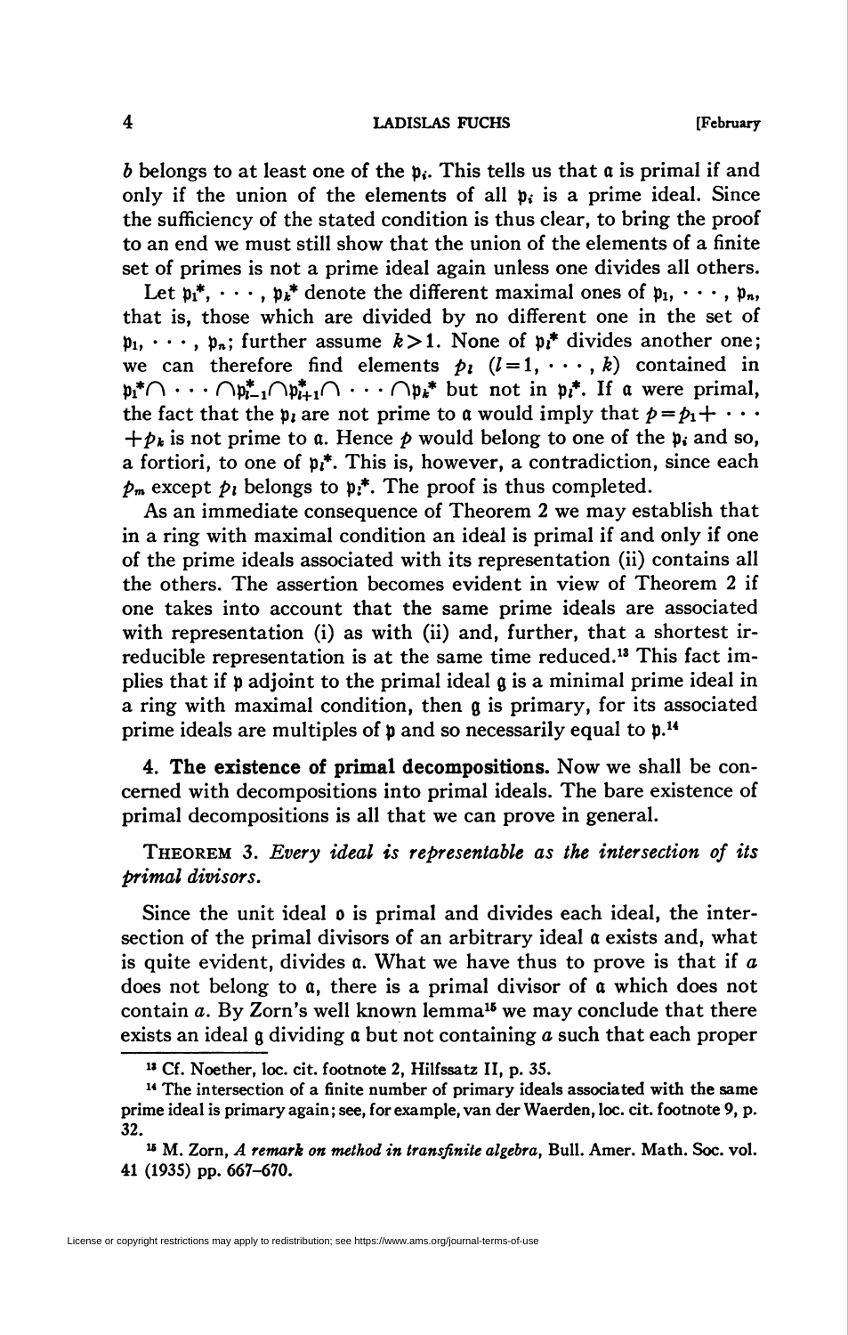$b$ belongs to at least one of the $\mathfrak{p}_i$. This tells us that $\mathfrak{a}$ is primal if and only if the union of the elements of all $\mathfrak{p}_i$ is a prime ideal. Since the sufficiency of the stated condition is thus clear, to bring the proof to an end we must still show that the union of the elements of a finite set of primes is not a prime ideal again unless one divides all others.

Let $\mathfrak{p}_1^*, \cdots, \mathfrak{p}_k^*$ denote the different maximal ones of $\mathfrak{p}_1, \cdots, \mathfrak{p}_n$, that is, those which are divided by no different one in the set of $\mathfrak{p}_1, \cdots, \mathfrak{p}_n$; further assume $k>1$. None of $\mathfrak{p}_i^*$ divides another one; we can therefore find elements $p_l$ $(l=1, \cdots, k)$ contained in $\mathfrak{p}_1^* \cap \cdots \cap \mathfrak{p}_{l-1}^* \cap \mathfrak{p}_{l+1}^* \cap \cdots \cap \mathfrak{p}_k^*$ but not in $\mathfrak{p}_l^*$. If $\mathfrak{a}$ were primal, the fact that the $\mathfrak{p}_l$ are not prime to $\mathfrak{a}$ would imply that $p=p_1+\cdots+p_k$ is not prime to $\mathfrak{a}$. Hence $p$ would belong to one of the $\mathfrak{p}_i$ and so, a fortiori, to one of $\mathfrak{p}_l^*$. This is, however, a contradiction, since each $p_m$ except $p_l$ belongs to $\mathfrak{p}_l^*$. The proof is thus completed.

As an immediate consequence of Theorem 2 we may establish that in a ring with maximal condition an ideal is primal if and only if one of the prime ideals associated with its representation (ii) contains all the others. The assertion becomes evident in view of Theorem 2 if one takes into account that the same prime ideals are associated with representation (i) as with (ii) and, further, that a shortest irreducible representation is at the same time reduced.[13] This fact implies that if $\mathfrak{p}$ adjoint to the primal ideal $\mathfrak{g}$ is a minimal prime ideal in a ring with maximal condition, then $\mathfrak{g}$ is primary, for its associated prime ideals are multiples of $\mathfrak{p}$ and so necessarily equal to $\mathfrak{p}$.[14]

## 4. The existence of primal decompositions.

Now we shall be concerned with decompositions into primal ideals. The bare existence of primal decompositions is all that we can prove in general.

THEOREM 3. *Every ideal is representable as the intersection of its primal divisors.*

Since the unit ideal $\mathfrak{o}$ is primal and divides each ideal, the intersection of the primal divisors of an arbitrary ideal $\mathfrak{a}$ exists and, what is quite evident, divides $\mathfrak{a}$. What we have thus to prove is that if $a$ does not belong to $\mathfrak{a}$, there is a primal divisor of $\mathfrak{a}$ which does not contain $a$. By Zorn's well known lemma[15] we may conclude that there exists an ideal $\mathfrak{g}$ dividing $\mathfrak{a}$ but not containing $a$ such that each proper

---

[13] Cf. Noether, loc. cit. footnote 2, Hilfssatz II, p. 35.

[14] The intersection of a finite number of primary ideals associated with the same prime ideal is primary again; see, for example, van der Waerden, loc. cit. footnote 9, p. 32.

[15] M. Zorn, *A remark on method in transfinite algebra*, Bull. Amer. Math. Soc. vol. 41 (1935) pp. 667–670.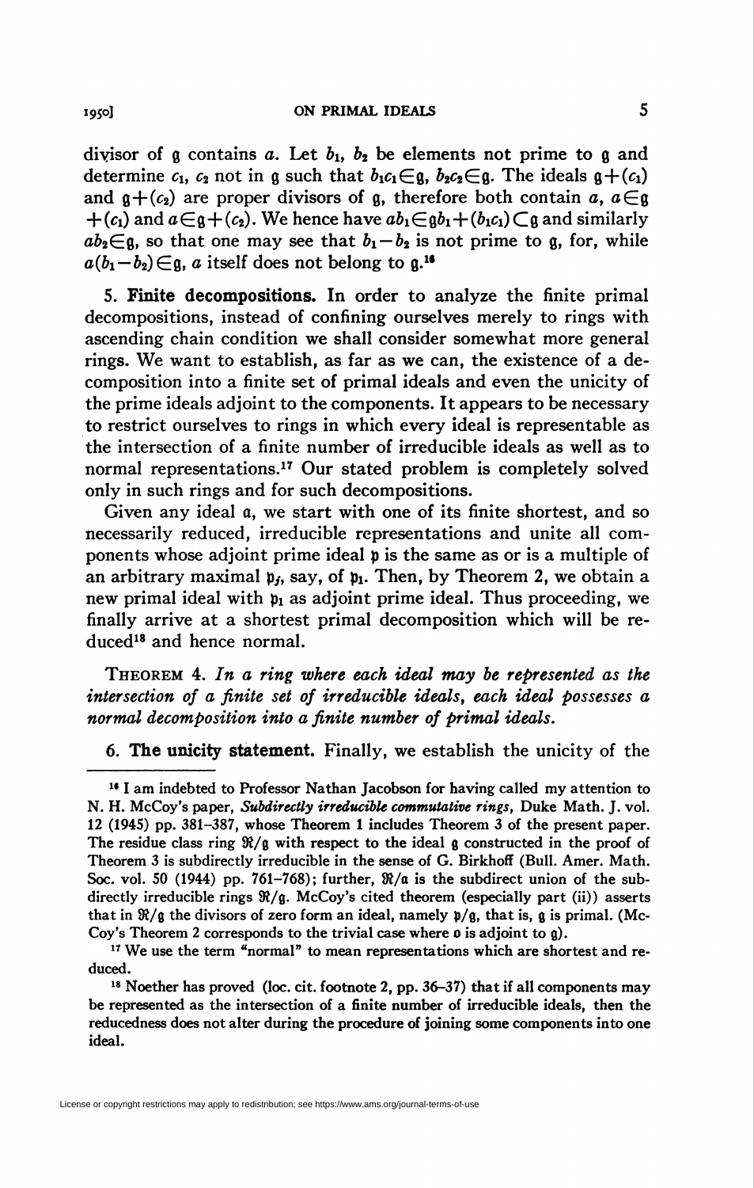divisor of $\mathfrak{g}$ contains $a$. Let $b_1$, $b_2$ be elements not prime to $\mathfrak{g}$ and determine $c_1$, $c_2$ not in $\mathfrak{g}$ such that $b_1c_1 \in \mathfrak{g}$, $b_2c_2 \in \mathfrak{g}$. The ideals $\mathfrak{g}+(c_1)$ and $\mathfrak{g}+(c_2)$ are proper divisors of $\mathfrak{g}$, therefore both contain $a$, $a \in \mathfrak{g}+(c_1)$ and $a \in \mathfrak{g}+(c_2)$. We hence have $ab_1 \in \mathfrak{g}b_1+(b_1c_1) \subset \mathfrak{g}$ and similarly $ab_2 \in \mathfrak{g}$, so that one may see that $b_1 - b_2$ is not prime to $\mathfrak{g}$, for, while $a(b_1-b_2) \in \mathfrak{g}$, $a$ itself does not belong to $\mathfrak{g}$.[16]

**5. Finite decompositions.** In order to analyze the finite primal decompositions, instead of confining ourselves merely to rings with ascending chain condition we shall consider somewhat more general rings. We want to establish, as far as we can, the existence of a decomposition into a finite set of primal ideals and even the unicity of the prime ideals adjoint to the components. It appears to be necessary to restrict ourselves to rings in which every ideal is representable as the intersection of a finite number of irreducible ideals as well as to normal representations.[17] Our stated problem is completely solved only in such rings and for such decompositions.

Given any ideal $\mathfrak{a}$, we start with one of its finite shortest, and so necessarily reduced, irreducible representations and unite all components whose adjoint prime ideal $\mathfrak{p}$ is the same as or is a multiple of an arbitrary maximal $\mathfrak{p}_j$, say, of $\mathfrak{p}_1$. Then, by Theorem 2, we obtain a new primal ideal with $\mathfrak{p}_1$ as adjoint prime ideal. Thus proceeding, we finally arrive at a shortest primal decomposition which will be reduced[18] and hence normal.

THEOREM 4. *In a ring where each ideal may be represented as the intersection of a finite set of irreducible ideals, each ideal possesses a normal decomposition into a finite number of primal ideals.*

**6. The unicity statement.** Finally, we establish the unicity of the

---

[16] I am indebted to Professor Nathan Jacobson for having called my attention to N. H. McCoy's paper, ***Subdirectly irreducible commutative rings***, Duke Math. J. vol. 12 (1945) pp. 381–387, whose Theorem 1 includes Theorem 3 of the present paper. The residue class ring $\mathfrak{R}/\mathfrak{g}$ with respect to the ideal $\mathfrak{g}$ constructed in the proof of Theorem 3 is subdirectly irreducible in the sense of G. Birkhoff (Bull. Amer. Math. Soc. vol. 50 (1944) pp. 761–768); further, $\mathfrak{R}/\mathfrak{a}$ is the subdirect union of the subdirectly irreducible rings $\mathfrak{R}/\mathfrak{g}$. McCoy's cited theorem (especially part (ii)) asserts that in $\mathfrak{R}/\mathfrak{g}$ the divisors of zero form an ideal, namely $\mathfrak{p}/\mathfrak{g}$, that is, $\mathfrak{g}$ is primal. (McCoy's Theorem 2 corresponds to the trivial case where $\mathfrak{o}$ is adjoint to $\mathfrak{g}$).

[17] We use the term "normal" to mean representations which are shortest and reduced.

[18] Noether has proved (loc. cit. footnote 2, pp. 36–37) that if all components may be represented as the intersection of a finite number of irreducible ideals, then the reducedness does not alter during the procedure of joining some components into one ideal.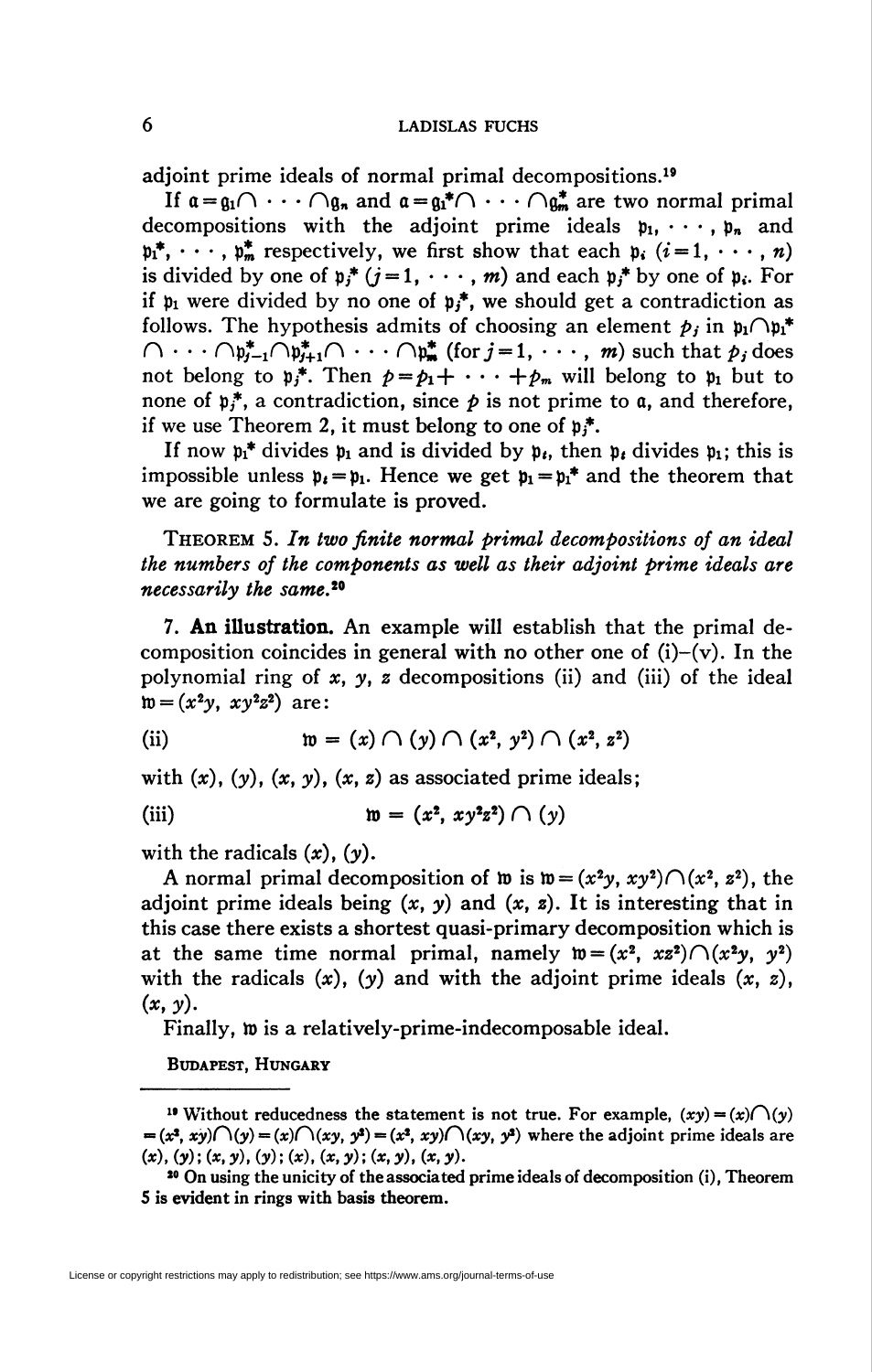adjoint prime ideals of normal primal decompositions.[19]

If $\mathfrak{a}=\mathfrak{g}_1\cap\cdots\cap\mathfrak{g}_n$ and $\mathfrak{a}=\mathfrak{g}_1^*\cap\cdots\cap\mathfrak{g}_m^*$ are two normal primal decompositions with the adjoint prime ideals $\mathfrak{p}_1,\cdots,\mathfrak{p}_n$ and $\mathfrak{p}_1^*,\cdots,\mathfrak{p}_m^*$ respectively, we first show that each $\mathfrak{p}_i$ $(i=1,\cdots,n)$ is divided by one of $\mathfrak{p}_j^*$ $(j=1,\cdots,m)$ and each $\mathfrak{p}_j^*$ by one of $\mathfrak{p}_i$. For if $\mathfrak{p}_1$ were divided by no one of $\mathfrak{p}_j^*$, we should get a contradiction as follows. The hypothesis admits of choosing an element $p_j$ in $\mathfrak{p}_1\cap\mathfrak{p}_1^*\cap\cdots\cap\mathfrak{p}_{j-1}^*\cap\mathfrak{p}_{j+1}^*\cap\cdots\cap\mathfrak{p}_m^*$ (for $j=1,\cdots,m$) such that $p_j$ does not belong to $\mathfrak{p}_j^*$. Then $p=p_1+\cdots+p_m$ will belong to $\mathfrak{p}_1$ but to none of $\mathfrak{p}_j^*$, a contradiction, since $p$ is not prime to $\mathfrak{a}$, and therefore, if we use Theorem 2, it must belong to one of $\mathfrak{p}_j^*$.

If now $\mathfrak{p}_1^*$ divides $\mathfrak{p}_1$ and is divided by $\mathfrak{p}_t$, then $\mathfrak{p}_t$ divides $\mathfrak{p}_1$; this is impossible unless $\mathfrak{p}_t=\mathfrak{p}_1$. Hence we get $\mathfrak{p}_1=\mathfrak{p}_1^*$ and the theorem that we are going to formulate is proved.

THEOREM 5. *In two finite normal primal decompositions of an ideal the numbers of the components as well as their adjoint prime ideals are necessarily the same.*[20]

**7. An illustration.** An example will establish that the primal decomposition coincides in general with no other one of (i)–(v). In the polynomial ring of $x$, $y$, $z$ decompositions (ii) and (iii) of the ideal $\mathfrak{w}=(x^2y,\ xy^2z^2)$ are:

$$\text{(ii)} \qquad \mathfrak{w} = (x)\cap(y)\cap(x^2,\ y^2)\cap(x^2,\ z^2)$$

with $(x)$, $(y)$, $(x,\ y)$, $(x,\ z)$ as associated prime ideals;

$$\text{(iii)} \qquad \mathfrak{w} = (x^2,\ xy^2z^2)\cap(y)$$

with the radicals $(x)$, $(y)$.

A normal primal decomposition of $\mathfrak{w}$ is $\mathfrak{w}=(x^2y,\ xy^2)\cap(x^2,\ z^2)$, the adjoint prime ideals being $(x,\ y)$ and $(x,\ z)$. It is interesting that in this case there exists a shortest quasi-primary decomposition which is at the same time normal primal, namely $\mathfrak{w}=(x^2,\ xz^2)\cap(x^2y,\ y^2)$ with the radicals $(x)$, $(y)$ and with the adjoint prime ideals $(x,\ z)$, $(x,\ y)$.

Finally, $\mathfrak{w}$ is a relatively-prime-indecomposable ideal.

BUDAPEST, HUNGARY

---

[19] Without reducedness the statement is not true. For example, $(xy)=(x)\cap(y)=(x^2,\ xy)\cap(y)=(x)\cap(xy,\ y^2)=(x^2,\ xy)\cap(xy,\ y^2)$ where the adjoint prime ideals are $(x)$, $(y)$; $(x,\ y)$, $(y)$; $(x)$, $(x,\ y)$; $(x,\ y)$, $(x,\ y)$.

[20] On using the unicity of the associated prime ideals of decomposition (i), Theorem 5 is evident in rings with basis theorem.